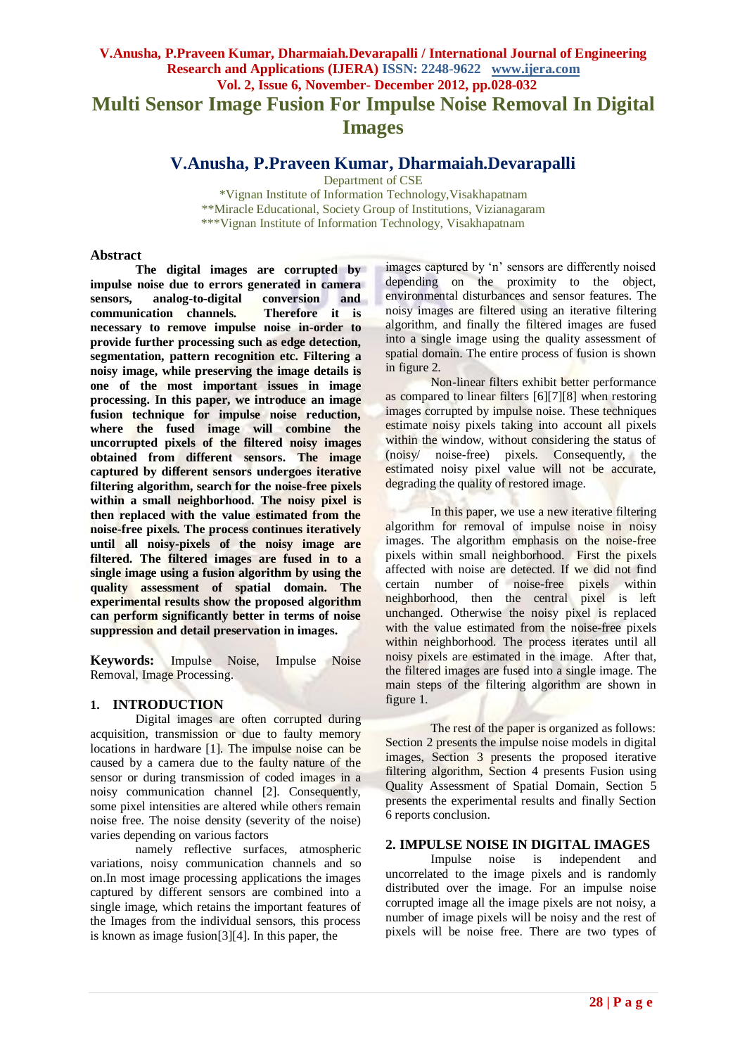# Multi Sensor Image Fusion For Impulse Noise Removal In Digital Images

## V.Anusha, P.Praveen Kumar, Dharmaiah.Devarapalli

Department of CSE
*Vignan Institute of Information Technology,Visakhapatnam
**Miracle Educational, Society Group of Institutions, Vizianagaram
***Vignan Institute of Information Technology, Visakhapatnam

## Abstract

**The digital images are corrupted by impulse noise due to errors generated in camera sensors, analog-to-digital conversion and communication channels. Therefore it is necessary to remove impulse noise in-order to provide further processing such as edge detection, segmentation, pattern recognition etc. Filtering a noisy image, while preserving the image details is one of the most important issues in image processing. In this paper, we introduce an image fusion technique for impulse noise reduction, where the fused image will combine the uncorrupted pixels of the filtered noisy images obtained from different sensors. The image captured by different sensors undergoes iterative filtering algorithm, search for the noise-free pixels within a small neighborhood. The noisy pixel is then replaced with the value estimated from the noise-free pixels. The process continues iteratively until all noisy-pixels of the noisy image are filtered. The filtered images are fused in to a single image using a fusion algorithm by using the quality assessment of spatial domain. The experimental results show the proposed algorithm can perform significantly better in terms of noise suppression and detail preservation in images.**

**Keywords:** Impulse Noise, Impulse Noise Removal, Image Processing.

## 1. INTRODUCTION

Digital images are often corrupted during acquisition, transmission or due to faulty memory locations in hardware [1]. The impulse noise can be caused by a camera due to the faulty nature of the sensor or during transmission of coded images in a noisy communication channel [2]. Consequently, some pixel intensities are altered while others remain noise free. The noise density (severity of the noise) varies depending on various factors

namely reflective surfaces, atmospheric variations, noisy communication channels and so on.In most image processing applications the images captured by different sensors are combined into a single image, which retains the important features of the Images from the individual sensors, this process is known as image fusion[3][4]. In this paper, the images captured by 'n' sensors are differently noised depending on the proximity to the object, environmental disturbances and sensor features. The noisy images are filtered using an iterative filtering algorithm, and finally the filtered images are fused into a single image using the quality assessment of spatial domain. The entire process of fusion is shown in figure 2.

Non-linear filters exhibit better performance as compared to linear filters [6][7][8] when restoring images corrupted by impulse noise. These techniques estimate noisy pixels taking into account all pixels within the window, without considering the status of (noisy/ noise-free) pixels. Consequently, the estimated noisy pixel value will not be accurate, degrading the quality of restored image.

In this paper, we use a new iterative filtering algorithm for removal of impulse noise in noisy images. The algorithm emphasis on the noise-free pixels within small neighborhood. First the pixels affected with noise are detected. If we did not find certain number of noise-free pixels within neighborhood, then the central pixel is left unchanged. Otherwise the noisy pixel is replaced with the value estimated from the noise-free pixels within neighborhood. The process iterates until all noisy pixels are estimated in the image. After that, the filtered images are fused into a single image. The main steps of the filtering algorithm are shown in figure 1.

The rest of the paper is organized as follows: Section 2 presents the impulse noise models in digital images, Section 3 presents the proposed iterative filtering algorithm, Section 4 presents Fusion using Quality Assessment of Spatial Domain, Section 5 presents the experimental results and finally Section 6 reports conclusion.

## 2. IMPULSE NOISE IN DIGITAL IMAGES

Impulse noise is independent and uncorrelated to the image pixels and is randomly distributed over the image. For an impulse noise corrupted image all the image pixels are not noisy, a number of image pixels will be noisy and the rest of pixels will be noise free. There are two types of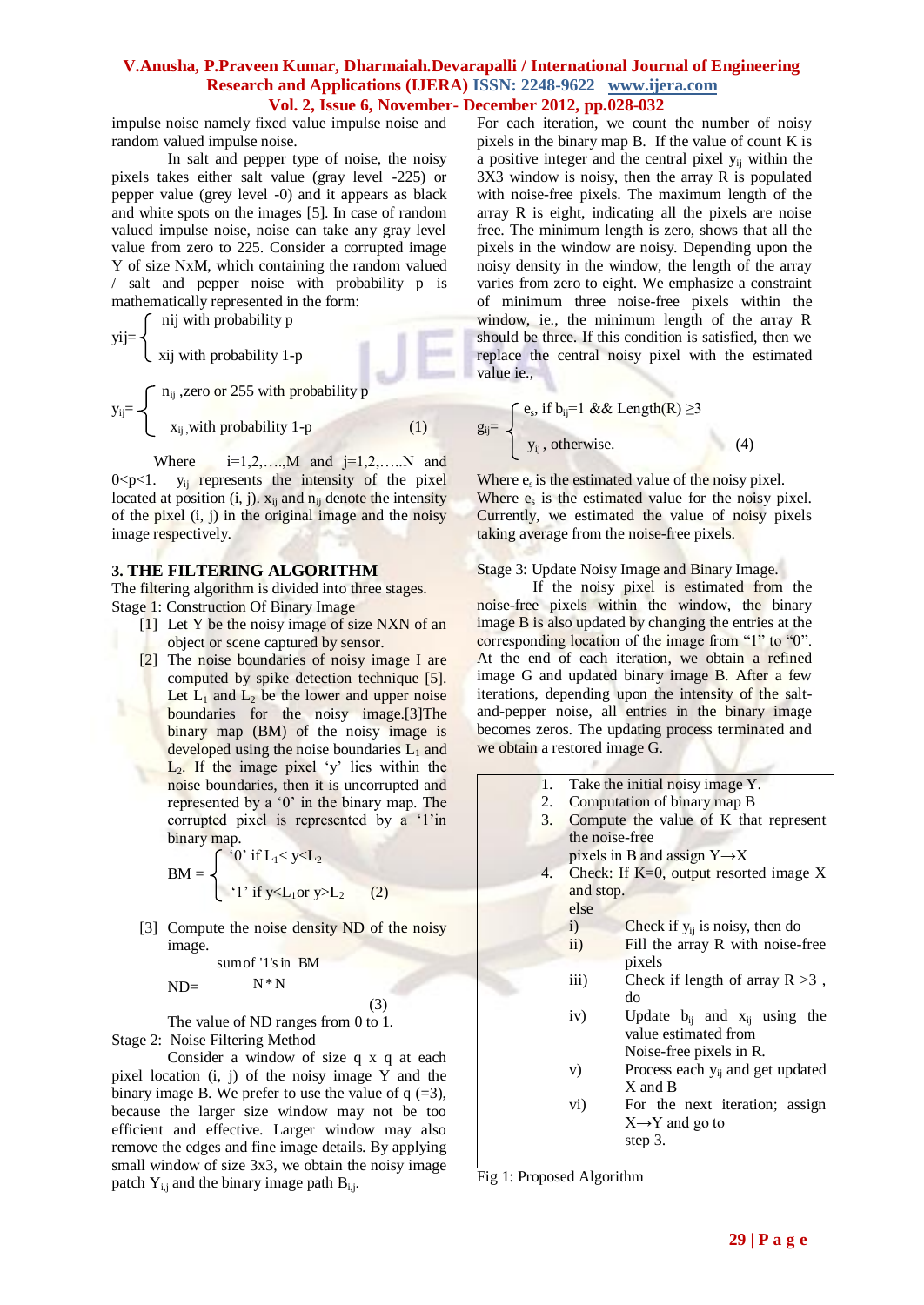impulse noise namely fixed value impulse noise and random valued impulse noise.

In salt and pepper type of noise, the noisy pixels takes either salt value (gray level -225) or pepper value (grey level -0) and it appears as black and white spots on the images [5]. In case of random valued impulse noise, noise can take any gray level value from zero to 225. Consider a corrupted image Y of size NxM, which containing the random valued / salt and pepper noise with probability p is mathematically represented in the form:

$$y_{ij} = \begin{cases} n_{ij} \text{ with probability p} \\ x_{ij} \text{ with probability 1-p} \end{cases}$$

$$y_{ij} = \begin{cases} n_{ij} \text{ ,zero or 255 with probability p} \\ x_{ij} \text{ ,with probability 1-p} \end{cases} \quad (1)$$

Where i=1,2,….,M and j=1,2,…..N and 0<p<1. $y_{ij}$ represents the intensity of the pixel located at position (i, j). $x_{ij}$ and $n_{ij}$ denote the intensity of the pixel (i, j) in the original image and the noisy image respectively.

## 3. THE FILTERING ALGORITHM

The filtering algorithm is divided into three stages.

Stage 1: Construction Of Binary Image

[1] Let Y be the noisy image of size NXN of an object or scene captured by sensor.

[2] The noise boundaries of noisy image I are computed by spike detection technique [5]. Let $L_1$ and $L_2$ be the lower and upper noise boundaries for the noisy image.[3]The binary map (BM) of the noisy image is developed using the noise boundaries $L_1$ and $L_2$. If the image pixel 'y' lies within the noise boundaries, then it is uncorrupted and represented by a '0' in the binary map. The corrupted pixel is represented by a '1'in binary map.

$$BM = \begin{cases} \text{'0' if } L_1 < y < L_2 \\ \text{'1' if } y < L_1 \text{ or } y > L_2 \end{cases} \quad (2)$$

[3] Compute the noise density ND of the noisy image.

$$ND = \frac{\text{sum of '1's in BM}}{N * N} \quad (3)$$

The value of ND ranges from 0 to 1.

Stage 2: Noise Filtering Method

Consider a window of size q x q at each pixel location (i, j) of the noisy image Y and the binary image B. We prefer to use the value of q (=3), because the larger size window may not be too efficient and effective. Larger window may also remove the edges and fine image details. By applying small window of size 3x3, we obtain the noisy image patch $Y_{i,j}$ and the binary image path $B_{i,j}$.

For each iteration, we count the number of noisy pixels in the binary map B. If the value of count K is a positive integer and the central pixel $y_{ij}$ within the 3X3 window is noisy, then the array R is populated with noise-free pixels. The maximum length of the array R is eight, indicating all the pixels are noise free. The minimum length is zero, shows that all the pixels in the window are noisy. Depending upon the noisy density in the window, the length of the array varies from zero to eight. We emphasize a constraint of minimum three noise-free pixels within the window, ie., the minimum length of the array R should be three. If this condition is satisfied, then we replace the central noisy pixel with the estimated value ie.,

$$g_{ij} = \begin{cases} e_s \text{, if } b_{ij}=1 \text{ \&\& Length(R)} \geq 3 \\ y_{ij} \text{, otherwise.} \end{cases} \quad (4)$$

Where $e_s$ is the estimated value of the noisy pixel. Where $e_s$ is the estimated value for the noisy pixel. Currently, we estimated the value of noisy pixels taking average from the noise-free pixels.

Stage 3: Update Noisy Image and Binary Image.

If the noisy pixel is estimated from the noise-free pixels within the window, the binary image B is also updated by changing the entries at the corresponding location of the image from "1" to "0". At the end of each iteration, we obtain a refined image G and updated binary image B. After a few iterations, depending upon the intensity of the salt-and-pepper noise, all the entries in the binary image becomes zeros. The updating process terminated and we obtain a restored image G.

1. Take the initial noisy image Y.
2. Computation of binary map B
3. Compute the value of K that represent the noise-free pixels in B and assign Y→X
4. Check: If K=0, output resorted image X and stop.
   else
   - i) Check if $y_{ij}$ is noisy, then do
   - ii) Fill the array R with noise-free pixels
   - iii) Check if length of array R >3 , do
   - iv) Update $b_{ij}$ and $x_{ij}$ using the value estimated from Noise-free pixels in R.
   - v) Process each $y_{ij}$ and get updated X and B
   - vi) For the next iteration; assign X→Y and go to step 3.

Fig 1: Proposed Algorithm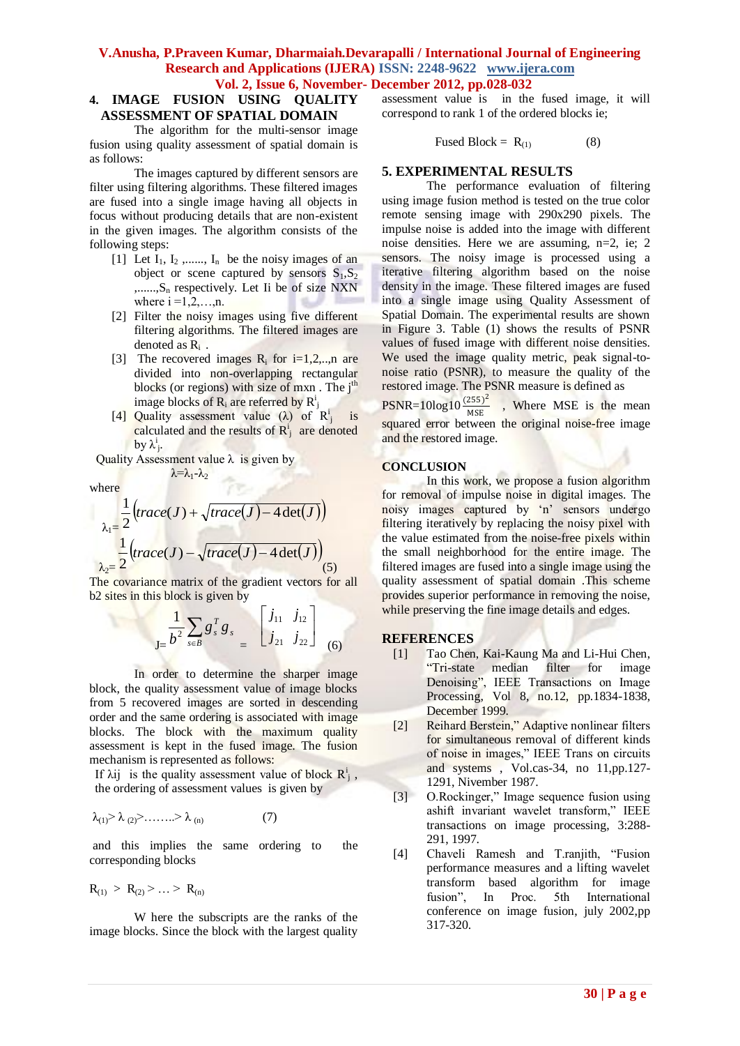## 4. IMAGE FUSION USING QUALITY ASSESSMENT OF SPATIAL DOMAIN

The algorithm for the multi-sensor image fusion using quality assessment of spatial domain is as follows:

The images captured by different sensors are filter using filtering algorithms. These filtered images are fused into a single image having all objects in focus without producing details that are non-existent in the given images. The algorithm consists of the following steps:

[1] Let $I_1, I_2, \ldots\ldots, I_n$ be the noisy images of an object or scene captured by sensors $S_1, S_2, \ldots\ldots, S_n$ respectively. Let Ii be of size NXN where i =1,2,…,n.

[2] Filter the noisy images using five different filtering algorithms. The filtered images are denoted as $R_i$ .

[3] The recovered images $R_i$ for i=1,2,..,n are divided into non-overlapping rectangular blocks (or regions) with size of mxn . The $j^{th}$ image blocks of $R_i$ are referred by $R^i_j$

[4] Quality assessment value ($\lambda$) of $R^i_j$ is calculated and the results of $R^i_j$ are denoted by $\lambda^i_j$.

Quality Assessment value $\lambda$ is given by

$$\lambda = \lambda_1 - \lambda_2$$

where

$$\lambda_1 = \frac{1}{2}\left(trace(J) + \sqrt{trace(J) - 4\det(J)}\right)$$

$$\lambda_2 = \frac{1}{2}\left(trace(J) - \sqrt{trace(J) - 4\det(J)}\right) \quad (5)$$

The covariance matrix of the gradient vectors for all b2 sites in this block is given by

$$J = \frac{1}{b^2}\sum_{s \in B} g_s^T g_s = \begin{bmatrix} j_{11} & j_{12} \\ j_{21} & j_{22} \end{bmatrix} \quad (6)$$

In order to determine the sharper image block, the quality assessment value of image blocks from 5 recovered images are sorted in descending order and the same ordering is associated with image blocks. The block with the maximum quality assessment value is kept in the fused image. The fusion mechanism is represented as follows:

If $\lambda ij$ is the quality assessment value of block $R^i_j$ , the ordering of assessment values is given by

$$\lambda_{(1)} > \lambda_{(2)} > \ldots\ldots > \lambda_{(n)} \quad (7)$$

and this implies the same ordering to the corresponding blocks

$$R_{(1)} > R_{(2)} > \ldots > R_{(n)}$$

W here the subscripts are the ranks of the image blocks. Since the block with the largest quality assessment value is in the fused image, it will correspond to rank 1 of the ordered blocks ie;

$$\text{Fused Block} = R_{(1)} \quad (8)$$

## 5. EXPERIMENTAL RESULTS

The performance evaluation of filtering using image fusion method is tested on the true color remote sensing image with 290x290 pixels. The impulse noise is added into the image with different noise densities. Here we are assuming, n=2, ie; 2 sensors. The noisy image is processed using a iterative filtering algorithm based on the noise density in the image. These filtered images are fused into a single image using Quality Assessment of Spatial Domain. The experimental results are shown in Figure 3. Table (1) shows the results of PSNR values of fused image with different noise densities. We used the image quality metric, peak signal-to-noise ratio (PSNR), to measure the quality of the restored image. The PSNR measure is defined as $PSNR = 10\log 10\frac{(255)^2}{MSE}$ , Where MSE is the mean squared error between the original noise-free image and the restored image.

## CONCLUSION

In this work, we propose a fusion algorithm for removal of impulse noise in digital images. The noisy images captured by 'n' sensors undergo filtering iteratively by replacing the noisy pixel with the value estimated from the noise-free pixels within the small neighborhood for the entire image. The filtered images are fused into a single image using the quality assessment of spatial domain .This scheme provides superior performance in removing the noise, while preserving the fine image details and edges.

## REFERENCES

[1] Tao Chen, Kai-Kaung Ma and Li-Hui Chen, "Tri-state median filter for image Denoising", IEEE Transactions on Image Processing, Vol 8, no.12, pp.1834-1838, December 1999.

[2] Reihard Berstein," Adaptive nonlinear filters for simultaneous removal of different kinds of noise in images," IEEE Trans on circuits and systems , Vol.cas-34, no 11,pp.127-1291, Nivember 1987.

[3] O.Rockinger," Image sequence fusion using ashift invariant wavelet transform," IEEE transactions on image processing, 3:288-291, 1997.

[4] Chaveli Ramesh and T.ranjith, "Fusion performance measures and a lifting wavelet transform based algorithm for image fusion", In Proc. 5th International conference on image fusion, july 2002,pp 317-320.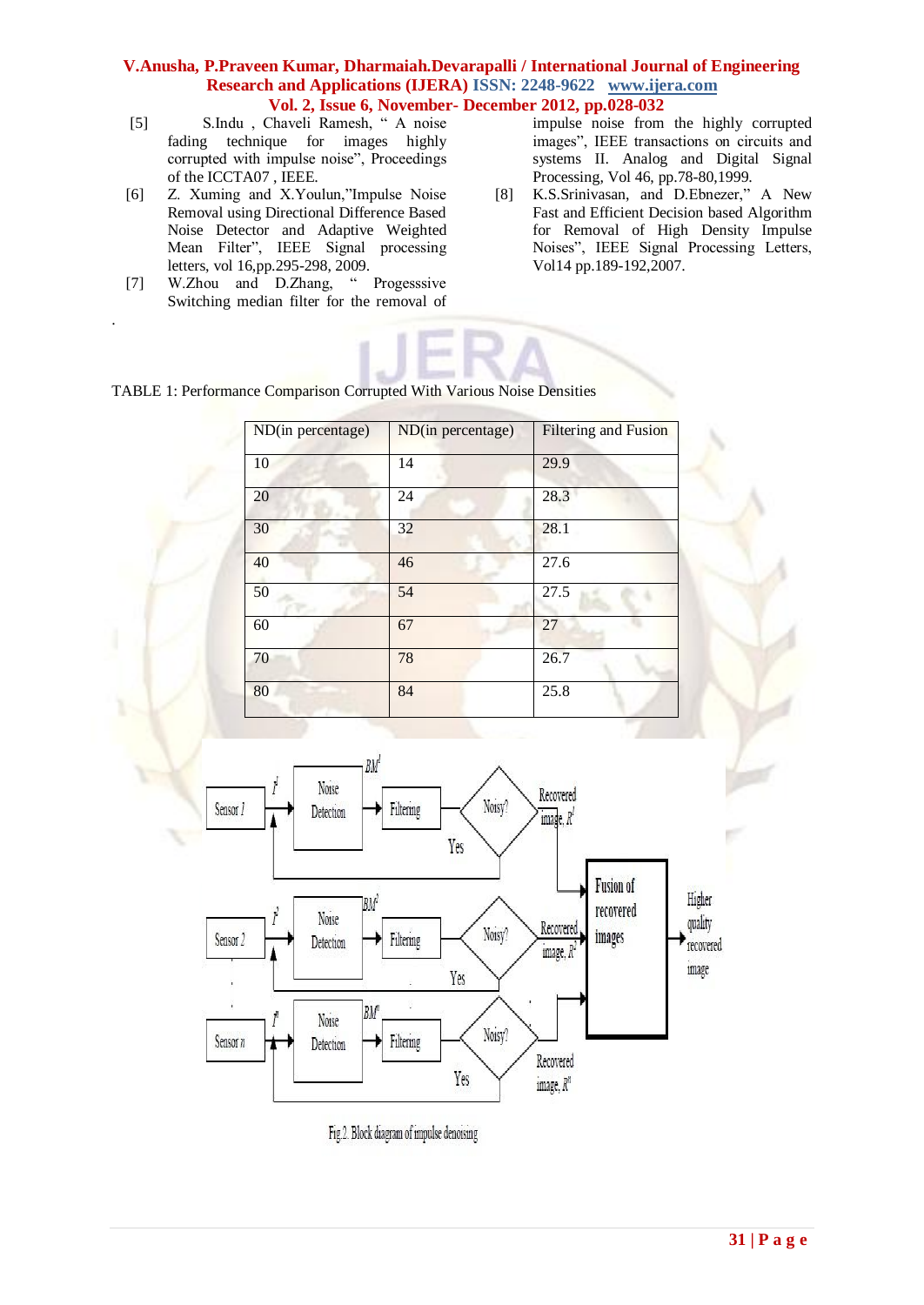[5] S.Indu , Chaveli Ramesh, " A noise fading technique for images highly corrupted with impulse noise", Proceedings of the ICCTA07 , IEEE.

[6] Z. Xuming and X.Youlun,"Impulse Noise Removal using Directional Difference Based Noise Detector and Adaptive Weighted Mean Filter", IEEE Signal processing letters, vol 16,pp.295-298, 2009.

[7] W.Zhou and D.Zhang, " Progesssive Switching median filter for the removal of impulse noise from the highly corrupted images", IEEE transactions on circuits and systems II. Analog and Digital Signal Processing, Vol 46, pp.78-80,1999.

[8] K.S.Srinivasan, and D.Ebnezer," A New Fast and Efficient Decision based Algorithm for Removal of High Density Impulse Noises", IEEE Signal Processing Letters, Vol14 pp.189-192,2007.

TABLE 1: Performance Comparison Corrupted With Various Noise Densities

| ND(in percentage) | ND(in percentage) | Filtering and Fusion |
|---|---|---|
| 10 | 14 | 29.9 |
| 20 | 24 | 28.3 |
| 30 | 32 | 28.1 |
| 40 | 46 | 27.6 |
| 50 | 54 | 27.5 |
| 60 | 67 | 27 |
| 70 | 78 | 26.7 |
| 80 | 84 | 25.8 |

Fig.2. Block diagram of impulse denoising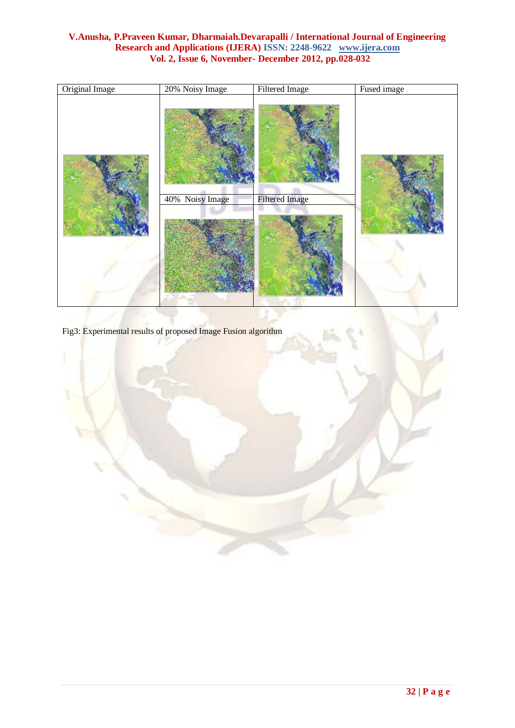| Original Image | 20% Noisy Image | Filtered Image | Fused image |
|---|---|---|---|
| | | | |
| | 40% Noisy Image | Filtered Image | |
| | | | |

Fig3: Experimental results of proposed Image Fusion algorithm